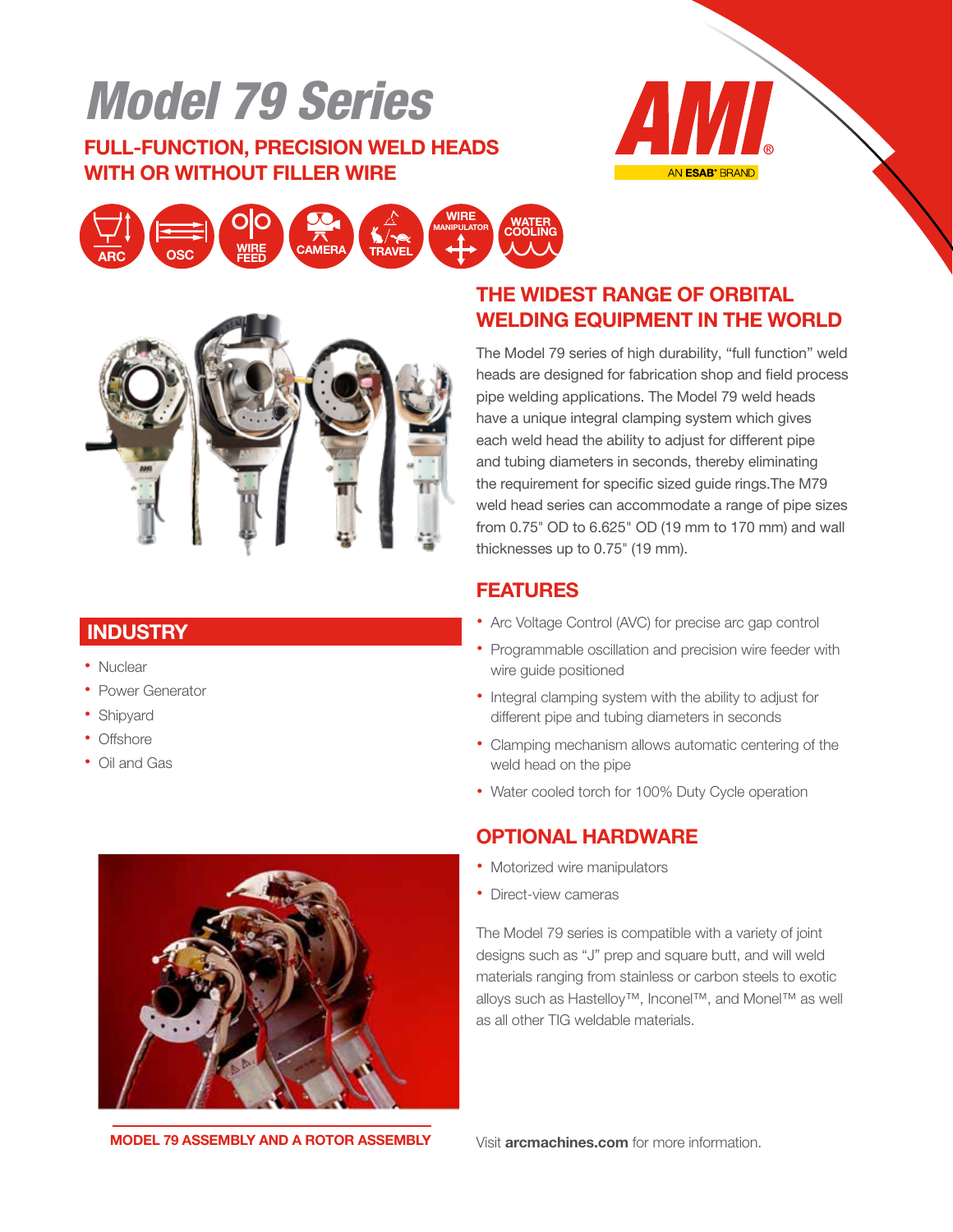# Model 79 Series

## FULL-FUNCTION, PRECISION WELD HEADS WITH OR WITHOUT FILLER WIRE

AMI® AN ESAB® BRAND

ARC · OSC · WIRE FEED · CAMERA · TRAVEL · WIRE MANIPULATOR · WATER COOLING

## THE WIDEST RANGE OF ORBITAL WELDING EQUIPMENT IN THE WORLD

The Model 79 series of high durability, "full function" weld heads are designed for fabrication shop and field process pipe welding applications. The Model 79 weld heads have a unique integral clamping system which gives each weld head the ability to adjust for different pipe and tubing diameters in seconds, thereby eliminating the requirement for specific sized guide rings.The M79 weld head series can accommodate a range of pipe sizes from 0.75" OD to 6.625" OD (19 mm to 170 mm) and wall thicknesses up to 0.75" (19 mm).

## FEATURES

- Arc Voltage Control (AVC) for precise arc gap control
- Programmable oscillation and precision wire feeder with wire guide positioned
- Integral clamping system with the ability to adjust for different pipe and tubing diameters in seconds
- Clamping mechanism allows automatic centering of the weld head on the pipe
- Water cooled torch for 100% Duty Cycle operation

## INDUSTRY

- Nuclear
- Power Generator
- Shipyard
- Offshore
- Oil and Gas

## OPTIONAL HARDWARE

- Motorized wire manipulators
- Direct-view cameras

The Model 79 series is compatible with a variety of joint designs such as "J" prep and square butt, and will weld materials ranging from stainless or carbon steels to exotic alloys such as Hastelloy™, Inconel™, and Monel™ as well as all other TIG weldable materials.

MODEL 79 ASSEMBLY AND A ROTOR ASSEMBLY

Visit **arcmachines.com** for more information.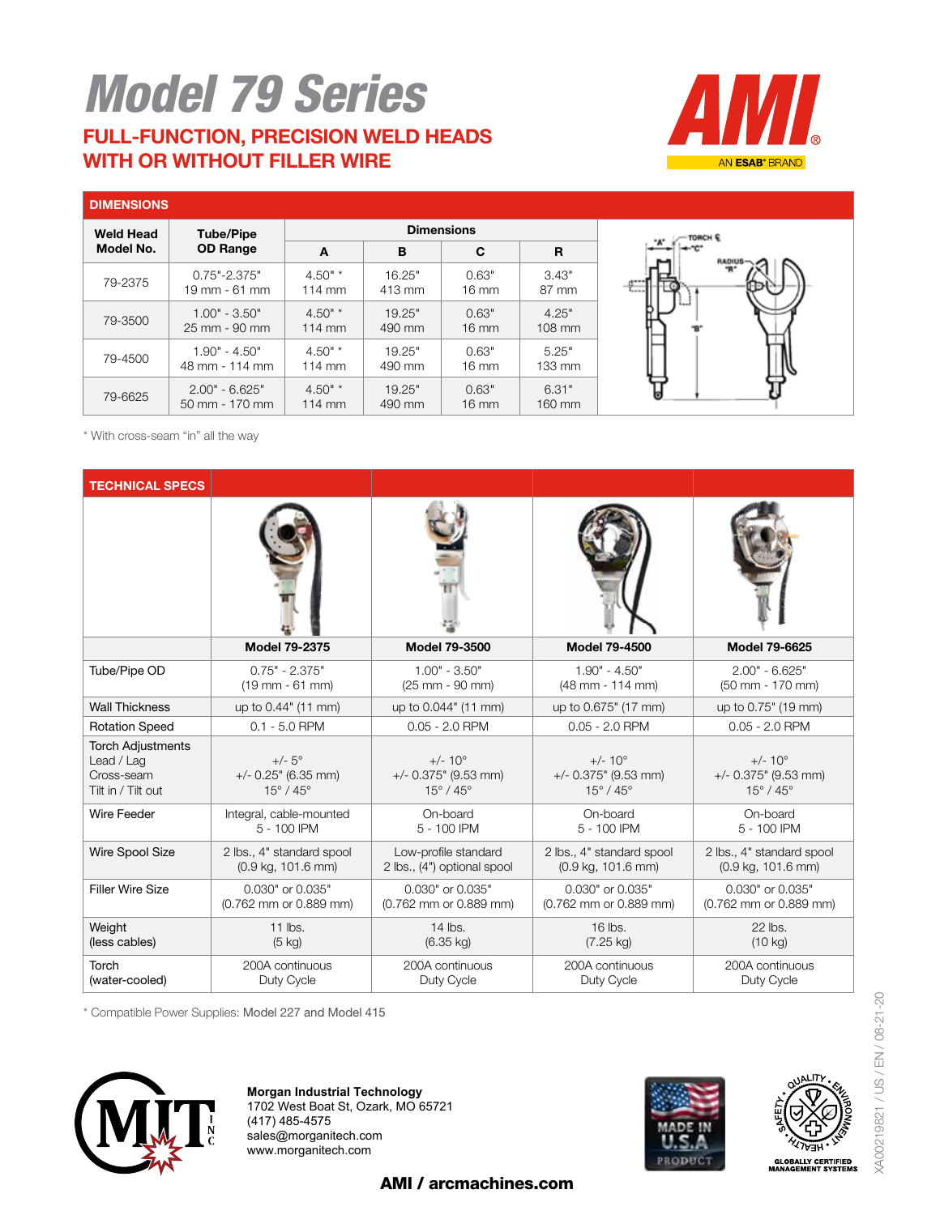# Model 79 Series

## FULL-FUNCTION, PRECISION WELD HEADS WITH OR WITHOUT FILLER WIRE

AMI® AN ESAB® BRAND

## DIMENSIONS

| Weld Head Model No. | Tube/Pipe OD Range | Dimensions | | | |
|---|---|---|---|---|---|
| | | A | B | C | R |
| 79-2375 | 0.75"-2.375" 19 mm - 61 mm | 4.50" * 114 mm | 16.25" 413 mm | 0.63" 16 mm | 3.43" 87 mm |
| 79-3500 | 1.00" - 3.50" 25 mm - 90 mm | 4.50" * 114 mm | 19.25" 490 mm | 0.63" 16 mm | 4.25" 108 mm |
| 79-4500 | 1.90" - 4.50" 48 mm - 114 mm | 4.50" * 114 mm | 19.25" 490 mm | 0.63" 16 mm | 5.25" 133 mm |
| 79-6625 | 2.00" - 6.625" 50 mm - 170 mm | 4.50" * 114 mm | 19.25" 490 mm | 0.63" 16 mm | 6.31" 160 mm |

"A"
TORCH ℄
"C"
RADIUS "R"
"B"

* With cross-seam "in" all the way

## TECHNICAL SPECS

| | Model 79-2375 | Model 79-3500 | Model 79-4500 | Model 79-6625 |
|---|---|---|---|---|
| Tube/Pipe OD | 0.75" - 2.375" (19 mm - 61 mm) | 1.00" - 3.50" (25 mm - 90 mm) | 1.90" - 4.50" (48 mm - 114 mm) | 2.00" - 6.625" (50 mm - 170 mm) |
| Wall Thickness | up to 0.44" (11 mm) | up to 0.044" (11 mm) | up to 0.675" (17 mm) | up to 0.75" (19 mm) |
| Rotation Speed | 0.1 - 5.0 RPM | 0.05 - 2.0 RPM | 0.05 - 2.0 RPM | 0.05 - 2.0 RPM |
| Torch Adjustments Lead / Lag Cross-seam Tilt in / Tilt out | +/- 5° +/- 0.25" (6.35 mm) 15° / 45° | +/- 10° +/- 0.375" (9.53 mm) 15° / 45° | +/- 10° +/- 0.375" (9.53 mm) 15° / 45° | +/- 10° +/- 0.375" (9.53 mm) 15° / 45° |
| Wire Feeder | Integral, cable-mounted 5 - 100 IPM | On-board 5 - 100 IPM | On-board 5 - 100 IPM | On-board 5 - 100 IPM |
| Wire Spool Size | 2 lbs., 4" standard spool (0.9 kg, 101.6 mm) | Low-profile standard 2 lbs., (4") optional spool | 2 lbs., 4" standard spool (0.9 kg, 101.6 mm) | 2 lbs., 4" standard spool (0.9 kg, 101.6 mm) |
| Filler Wire Size | 0.030" or 0.035" (0.762 mm or 0.889 mm) | 0.030" or 0.035" (0.762 mm or 0.889 mm) | 0.030" or 0.035" (0.762 mm or 0.889 mm) | 0.030" or 0.035" (0.762 mm or 0.889 mm) |
| Weight (less cables) | 11 lbs. (5 kg) | 14 lbs. (6.35 kg) | 16 lbs. (7.25 kg) | 22 lbs. (10 kg) |
| Torch (water-cooled) | 200A continuous Duty Cycle | 200A continuous Duty Cycle | 200A continuous Duty Cycle | 200A continuous Duty Cycle |

* Compatible Power Supplies: Model 227 and Model 415

**Morgan Industrial Technology**
1702 West Boat St, Ozark, MO 65721
(417) 485-4575
sales@morganitech.com
www.morganitech.com

MADE IN U.S.A PRODUCT

QUALITY • ENVIRONMENT • HEALTH • SAFETY
GLOBALLY CERTIFIED MANAGEMENT SYSTEMS

**AMI / arcmachines.com**

XA00219821 / US / EN / 08-21-20